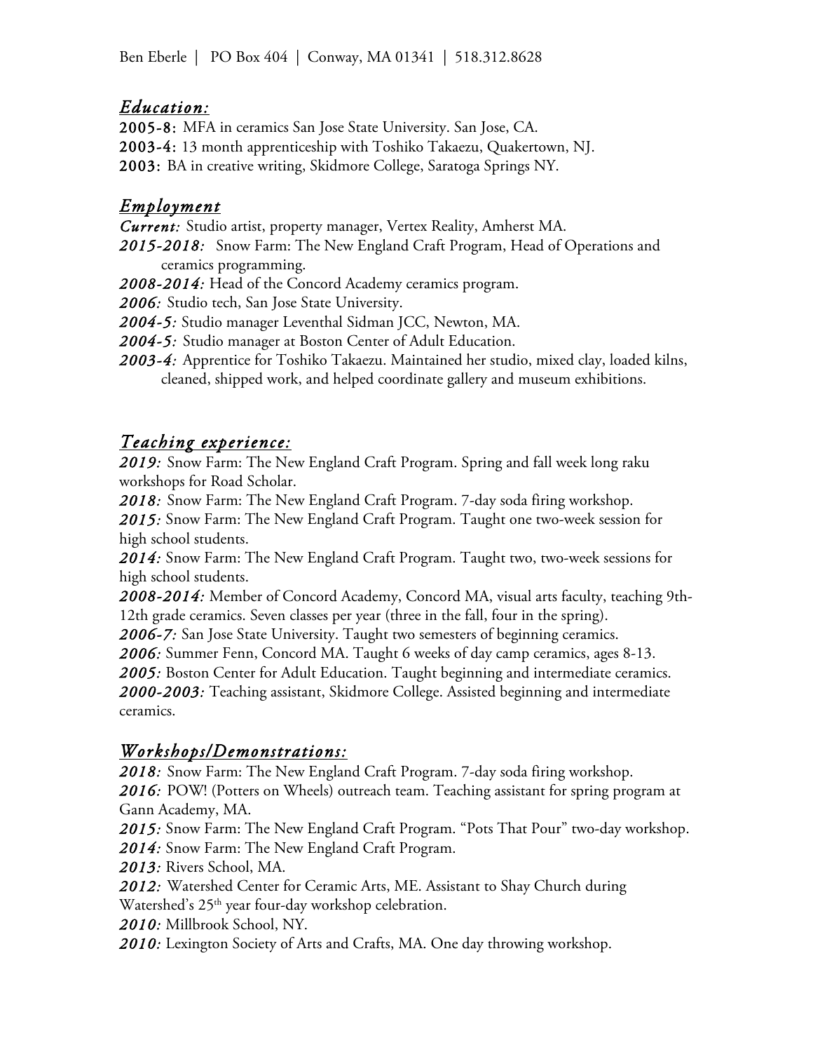Ben Eberle | PO Box 404 | Conway, MA 01341 | 518.312.8628

## *Education:*

**2005-8:** MFA in ceramics San Jose State University. San Jose, CA.
**2003-4:** 13 month apprenticeship with Toshiko Takaezu, Quakertown, NJ.
**2003:** BA in creative writing, Skidmore College, Saratoga Springs NY.

## *Employment*

***Current:*** Studio artist, property manager, Vertex Reality, Amherst MA.
***2015-2018:*** Snow Farm: The New England Craft Program, Head of Operations and ceramics programming.
***2008-2014:*** Head of the Concord Academy ceramics program.
***2006:*** Studio tech, San Jose State University.
***2004-5:*** Studio manager Leventhal Sidman JCC, Newton, MA.
***2004-5:*** Studio manager at Boston Center of Adult Education.
***2003-4:*** Apprentice for Toshiko Takaezu. Maintained her studio, mixed clay, loaded kilns, cleaned, shipped work, and helped coordinate gallery and museum exhibitions.

## *Teaching experience:*

***2019:*** Snow Farm: The New England Craft Program. Spring and fall week long raku workshops for Road Scholar.
***2018:*** Snow Farm: The New England Craft Program. 7-day soda firing workshop.
***2015:*** Snow Farm: The New England Craft Program. Taught one two-week session for high school students.
***2014:*** Snow Farm: The New England Craft Program. Taught two, two-week sessions for high school students.
***2008-2014:*** Member of Concord Academy, Concord MA, visual arts faculty, teaching 9th-12th grade ceramics. Seven classes per year (three in the fall, four in the spring).
***2006-7:*** San Jose State University. Taught two semesters of beginning ceramics.
***2006:*** Summer Fenn, Concord MA. Taught 6 weeks of day camp ceramics, ages 8-13.
***2005:*** Boston Center for Adult Education. Taught beginning and intermediate ceramics.
***2000-2003:*** Teaching assistant, Skidmore College. Assisted beginning and intermediate ceramics.

## *Workshops/Demonstrations:*

***2018:*** Snow Farm: The New England Craft Program. 7-day soda firing workshop.
***2016:*** POW! (Potters on Wheels) outreach team. Teaching assistant for spring program at Gann Academy, MA.
***2015:*** Snow Farm: The New England Craft Program. "Pots That Pour" two-day workshop.
***2014:*** Snow Farm: The New England Craft Program.
***2013:*** Rivers School, MA.
***2012:*** Watershed Center for Ceramic Arts, ME. Assistant to Shay Church during Watershed's 25th year four-day workshop celebration.
***2010:*** Millbrook School, NY.
***2010:*** Lexington Society of Arts and Crafts, MA. One day throwing workshop.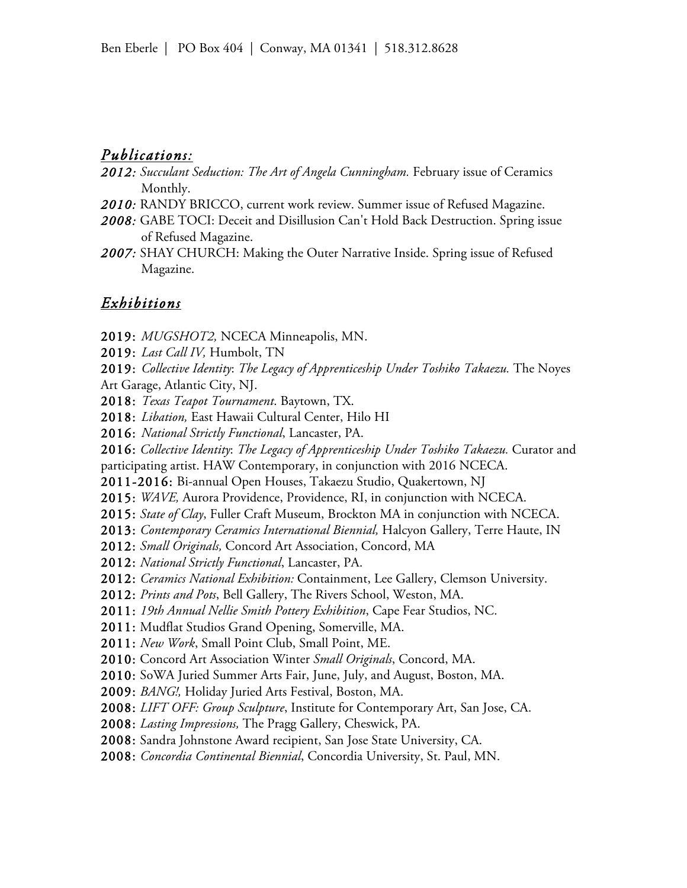Ben Eberle | PO Box 404 | Conway, MA 01341 | 518.312.8628

## *Publications:*

*2012:* *Succulant Seduction: The Art of Angela Cunningham.* February issue of Ceramics Monthly.

*2010:* RANDY BRICCO, current work review. Summer issue of Refused Magazine.

*2008:* GABE TOCI: Deceit and Disillusion Can't Hold Back Destruction. Spring issue of Refused Magazine.

*2007:* SHAY CHURCH: Making the Outer Narrative Inside. Spring issue of Refused Magazine.

## *Exhibitions*

2019: *MUGSHOT2,* NCECA Minneapolis, MN.

2019: *Last Call IV,* Humbolt, TN

2019: *Collective Identity*: *The Legacy of Apprenticeship Under Toshiko Takaezu.* The Noyes Art Garage, Atlantic City, NJ.

2018: *Texas Teapot Tournament*. Baytown, TX.

2018: *Libation,* East Hawaii Cultural Center, Hilo HI

2016: *National Strictly Functional*, Lancaster, PA.

2016: *Collective Identity*: *The Legacy of Apprenticeship Under Toshiko Takaezu.* Curator and participating artist. HAW Contemporary, in conjunction with 2016 NCECA.

2011-2016: Bi-annual Open Houses, Takaezu Studio, Quakertown, NJ

2015: *WAVE,* Aurora Providence, Providence, RI, in conjunction with NCECA.

2015: *State of Clay*, Fuller Craft Museum, Brockton MA in conjunction with NCECA.

2013: *Contemporary Ceramics International Biennial,* Halcyon Gallery, Terre Haute, IN

2012: *Small Originals,* Concord Art Association, Concord, MA

2012: *National Strictly Functional*, Lancaster, PA.

2012: *Ceramics National Exhibition:* Containment, Lee Gallery, Clemson University.

2012: *Prints and Pots*, Bell Gallery, The Rivers School, Weston, MA.

2011: *19th Annual Nellie Smith Pottery Exhibition*, Cape Fear Studios, NC.

2011: Mudflat Studios Grand Opening, Somerville, MA.

2011: *New Work*, Small Point Club, Small Point, ME.

2010: Concord Art Association Winter *Small Originals*, Concord, MA.

2010: SoWA Juried Summer Arts Fair, June, July, and August, Boston, MA.

2009: *BANG!,* Holiday Juried Arts Festival, Boston, MA.

2008: *LIFT OFF: Group Sculpture*, Institute for Contemporary Art, San Jose, CA.

2008: *Lasting Impressions,* The Pragg Gallery, Cheswick, PA.

2008: Sandra Johnstone Award recipient, San Jose State University, CA.

2008: *Concordia Continental Biennial*, Concordia University, St. Paul, MN.